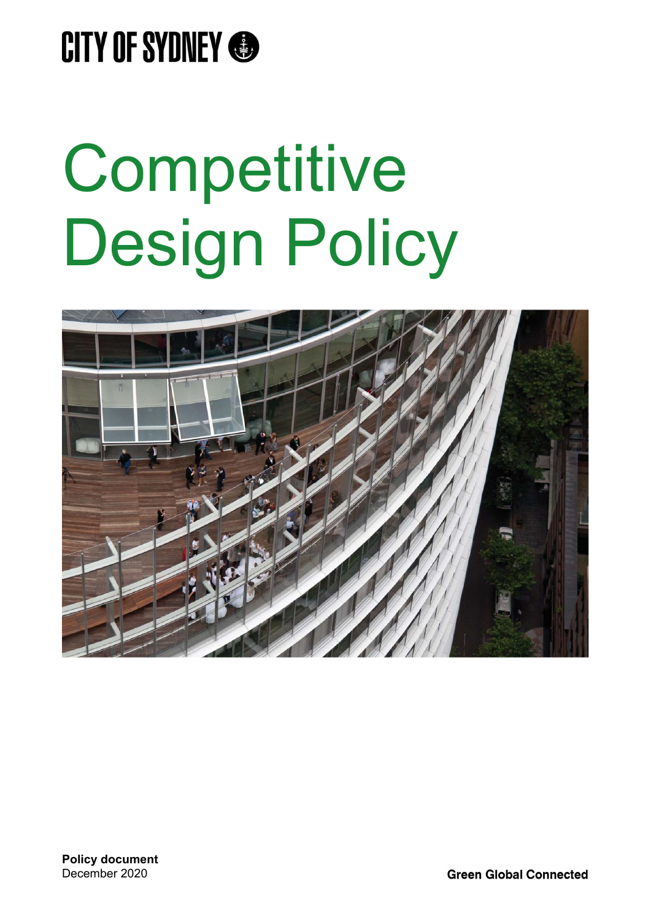CITY OF SYDNEY

# Competitive Design Policy

**Policy document**
December 2020

**Green Global Connected**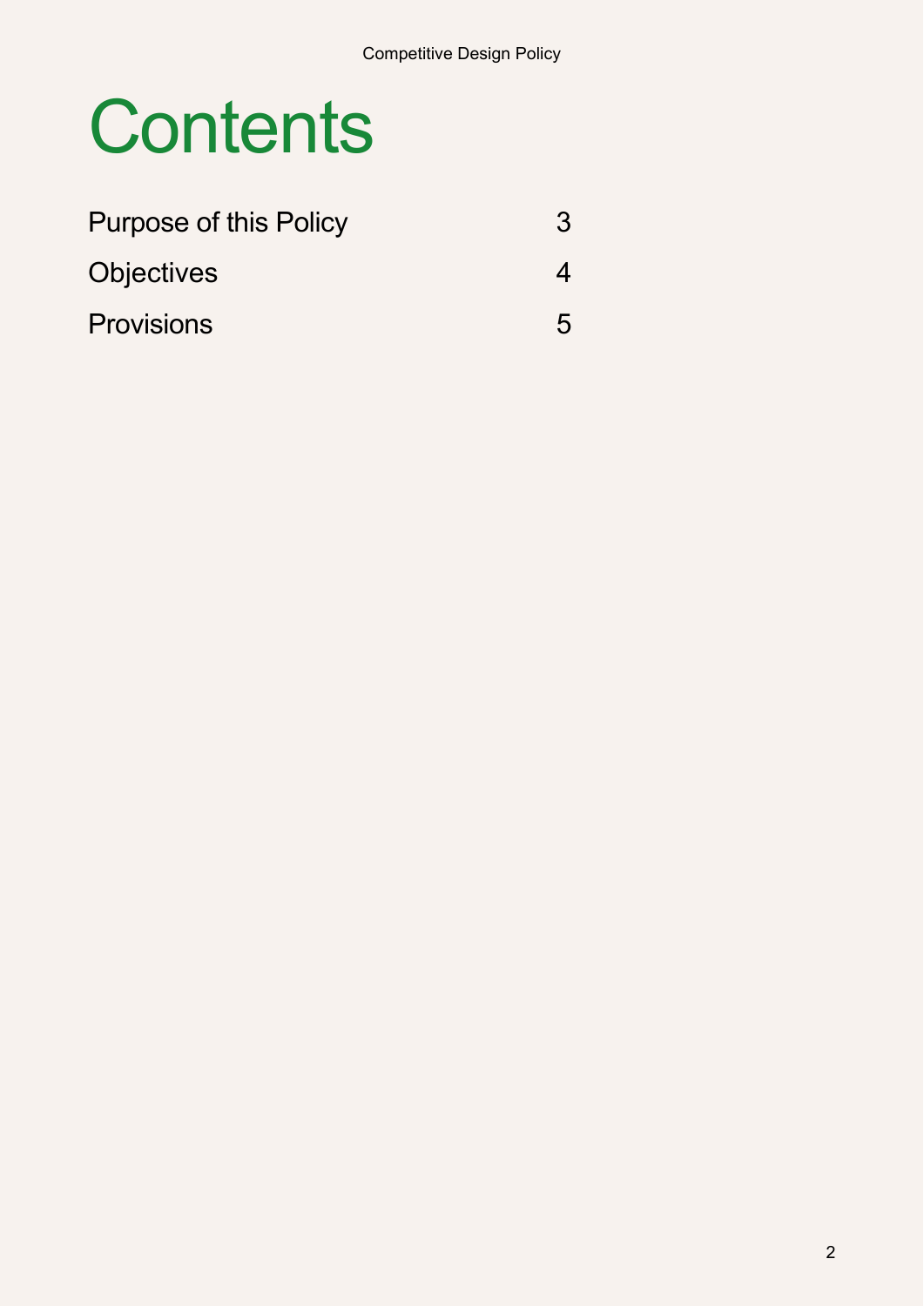# Contents

| | |
|---|---|
| Purpose of this Policy | 3 |
| Objectives | 4 |
| Provisions | 5 |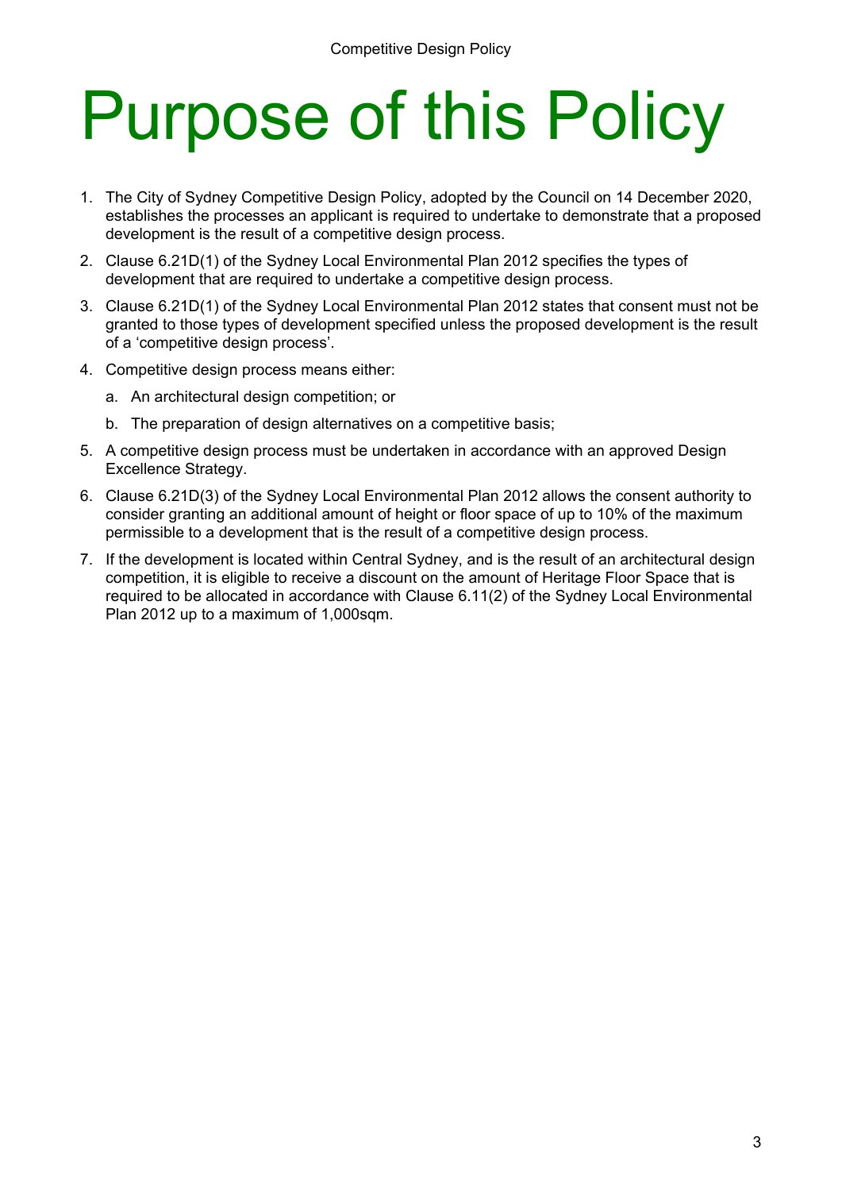# Purpose of this Policy

1. The City of Sydney Competitive Design Policy, adopted by the Council on 14 December 2020, establishes the processes an applicant is required to undertake to demonstrate that a proposed development is the result of a competitive design process.
2. Clause 6.21D(1) of the Sydney Local Environmental Plan 2012 specifies the types of development that are required to undertake a competitive design process.
3. Clause 6.21D(1) of the Sydney Local Environmental Plan 2012 states that consent must not be granted to those types of development specified unless the proposed development is the result of a 'competitive design process'.
4. Competitive design process means either:
   a. An architectural design competition; or
   b. The preparation of design alternatives on a competitive basis;
5. A competitive design process must be undertaken in accordance with an approved Design Excellence Strategy.
6. Clause 6.21D(3) of the Sydney Local Environmental Plan 2012 allows the consent authority to consider granting an additional amount of height or floor space of up to 10% of the maximum permissible to a development that is the result of a competitive design process.
7. If the development is located within Central Sydney, and is the result of an architectural design competition, it is eligible to receive a discount on the amount of Heritage Floor Space that is required to be allocated in accordance with Clause 6.11(2) of the Sydney Local Environmental Plan 2012 up to a maximum of 1,000sqm.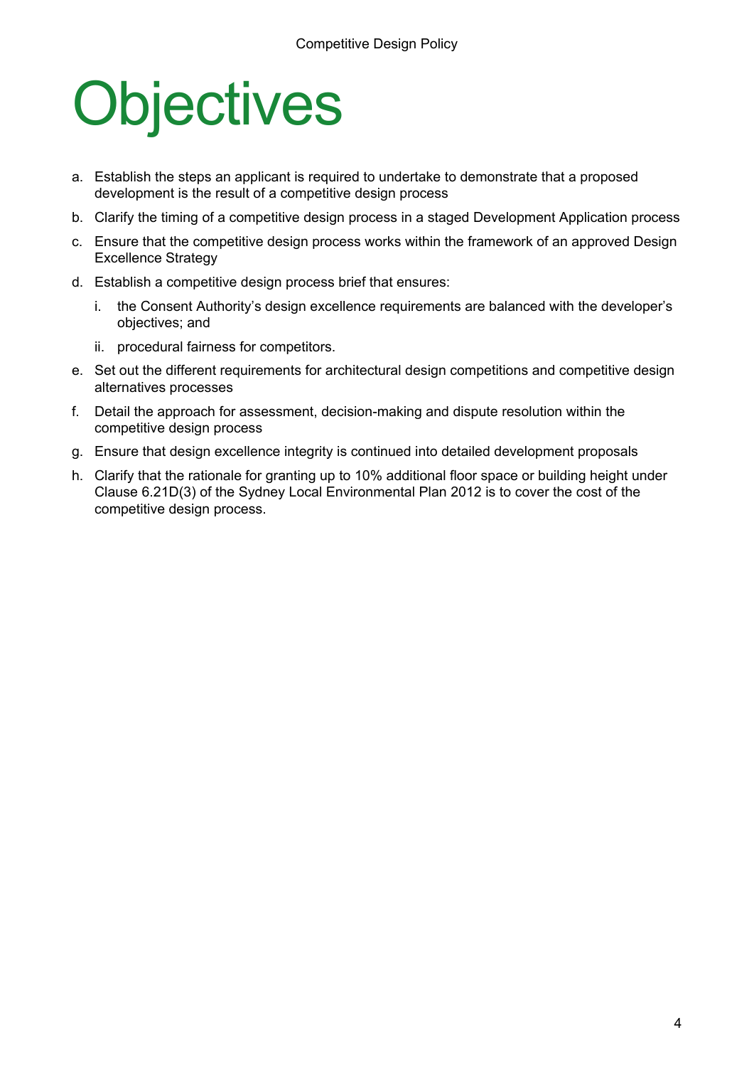# Objectives

a. Establish the steps an applicant is required to undertake to demonstrate that a proposed development is the result of a competitive design process

b. Clarify the timing of a competitive design process in a staged Development Application process

c. Ensure that the competitive design process works within the framework of an approved Design Excellence Strategy

d. Establish a competitive design process brief that ensures:

   i. the Consent Authority's design excellence requirements are balanced with the developer's objectives; and

   ii. procedural fairness for competitors.

e. Set out the different requirements for architectural design competitions and competitive design alternatives processes

f. Detail the approach for assessment, decision-making and dispute resolution within the competitive design process

g. Ensure that design excellence integrity is continued into detailed development proposals

h. Clarify that the rationale for granting up to 10% additional floor space or building height under Clause 6.21D(3) of the Sydney Local Environmental Plan 2012 is to cover the cost of the competitive design process.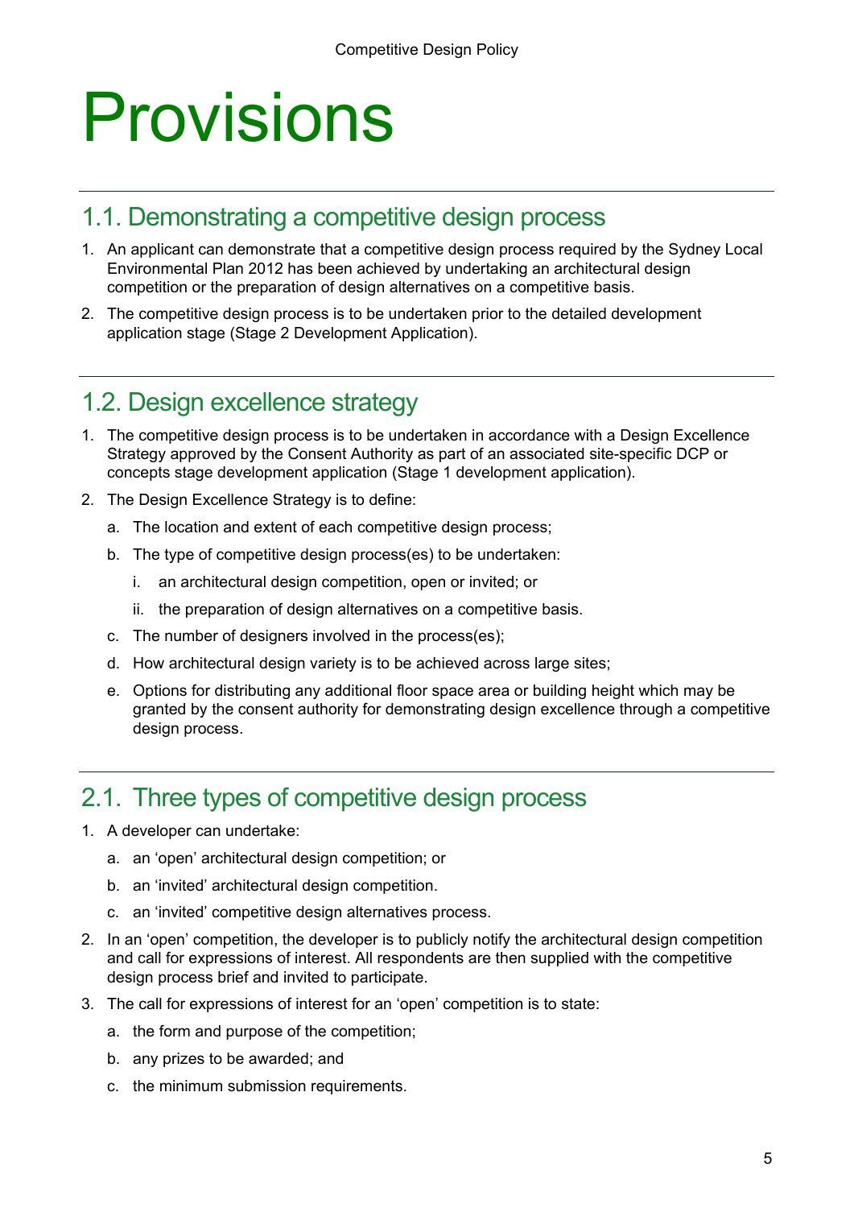# Provisions

## 1.1. Demonstrating a competitive design process

1. An applicant can demonstrate that a competitive design process required by the Sydney Local Environmental Plan 2012 has been achieved by undertaking an architectural design competition or the preparation of design alternatives on a competitive basis.
2. The competitive design process is to be undertaken prior to the detailed development application stage (Stage 2 Development Application).

## 1.2. Design excellence strategy

1. The competitive design process is to be undertaken in accordance with a Design Excellence Strategy approved by the Consent Authority as part of an associated site-specific DCP or concepts stage development application (Stage 1 development application).
2. The Design Excellence Strategy is to define:
   a. The location and extent of each competitive design process;
   b. The type of competitive design process(es) to be undertaken:
      i. an architectural design competition, open or invited; or
      ii. the preparation of design alternatives on a competitive basis.
   c. The number of designers involved in the process(es);
   d. How architectural design variety is to be achieved across large sites;
   e. Options for distributing any additional floor space area or building height which may be granted by the consent authority for demonstrating design excellence through a competitive design process.

## 2.1. Three types of competitive design process

1. A developer can undertake:
   a. an 'open' architectural design competition; or
   b. an 'invited' architectural design competition.
   c. an 'invited' competitive design alternatives process.
2. In an 'open' competition, the developer is to publicly notify the architectural design competition and call for expressions of interest. All respondents are then supplied with the competitive design process brief and invited to participate.
3. The call for expressions of interest for an 'open' competition is to state:
   a. the form and purpose of the competition;
   b. any prizes to be awarded; and
   c. the minimum submission requirements.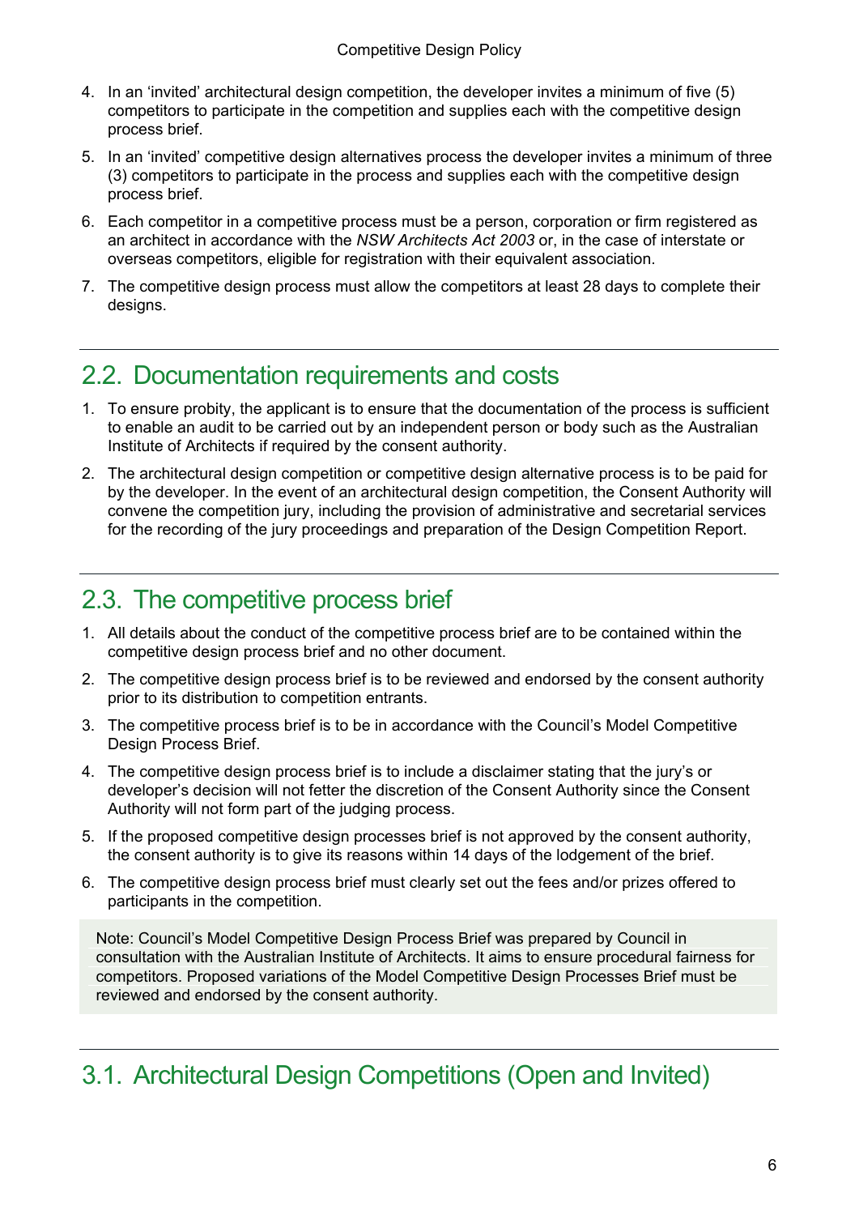4. In an 'invited' architectural design competition, the developer invites a minimum of five (5) competitors to participate in the competition and supplies each with the competitive design process brief.
5. In an 'invited' competitive design alternatives process the developer invites a minimum of three (3) competitors to participate in the process and supplies each with the competitive design process brief.
6. Each competitor in a competitive process must be a person, corporation or firm registered as an architect in accordance with the *NSW Architects Act 2003* or, in the case of interstate or overseas competitors, eligible for registration with their equivalent association.
7. The competitive design process must allow the competitors at least 28 days to complete their designs.

## 2.2. Documentation requirements and costs

1. To ensure probity, the applicant is to ensure that the documentation of the process is sufficient to enable an audit to be carried out by an independent person or body such as the Australian Institute of Architects if required by the consent authority.
2. The architectural design competition or competitive design alternative process is to be paid for by the developer. In the event of an architectural design competition, the Consent Authority will convene the competition jury, including the provision of administrative and secretarial services for the recording of the jury proceedings and preparation of the Design Competition Report.

## 2.3. The competitive process brief

1. All details about the conduct of the competitive process brief are to be contained within the competitive design process brief and no other document.
2. The competitive design process brief is to be reviewed and endorsed by the consent authority prior to its distribution to competition entrants.
3. The competitive process brief is to be in accordance with the Council's Model Competitive Design Process Brief.
4. The competitive design process brief is to include a disclaimer stating that the jury's or developer's decision will not fetter the discretion of the Consent Authority since the Consent Authority will not form part of the judging process.
5. If the proposed competitive design processes brief is not approved by the consent authority, the consent authority is to give its reasons within 14 days of the lodgement of the brief.
6. The competitive design process brief must clearly set out the fees and/or prizes offered to participants in the competition.

> Note: Council's Model Competitive Design Process Brief was prepared by Council in consultation with the Australian Institute of Architects. It aims to ensure procedural fairness for competitors. Proposed variations of the Model Competitive Design Processes Brief must be reviewed and endorsed by the consent authority.

## 3.1. Architectural Design Competitions (Open and Invited)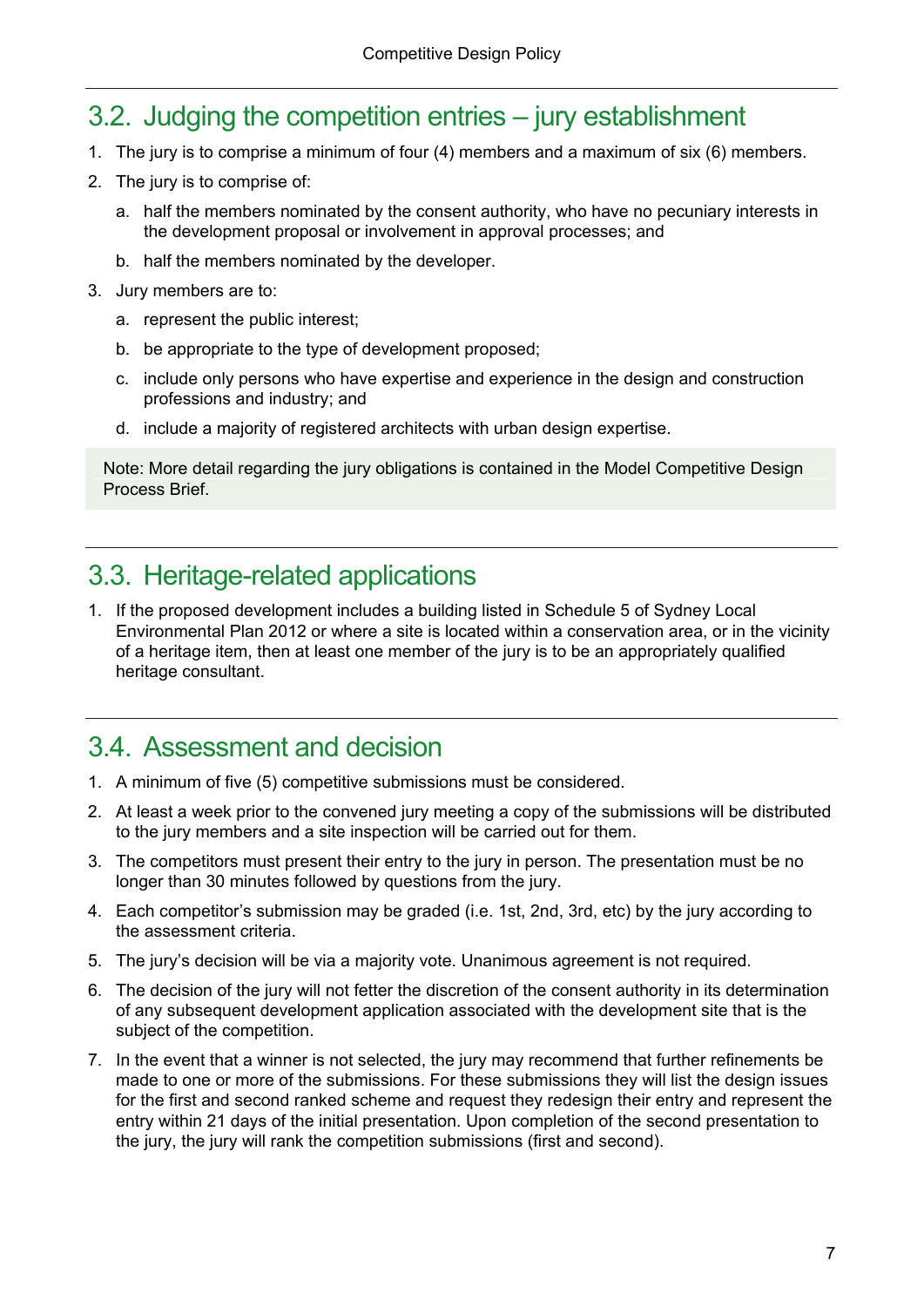## 3.2. Judging the competition entries – jury establishment

1. The jury is to comprise a minimum of four (4) members and a maximum of six (6) members.
2. The jury is to comprise of:
   a. half the members nominated by the consent authority, who have no pecuniary interests in the development proposal or involvement in approval processes; and
   b. half the members nominated by the developer.
3. Jury members are to:
   a. represent the public interest;
   b. be appropriate to the type of development proposed;
   c. include only persons who have expertise and experience in the design and construction professions and industry; and
   d. include a majority of registered architects with urban design expertise.

Note: More detail regarding the jury obligations is contained in the Model Competitive Design Process Brief.

## 3.3. Heritage-related applications

1. If the proposed development includes a building listed in Schedule 5 of Sydney Local Environmental Plan 2012 or where a site is located within a conservation area, or in the vicinity of a heritage item, then at least one member of the jury is to be an appropriately qualified heritage consultant.

## 3.4. Assessment and decision

1. A minimum of five (5) competitive submissions must be considered.
2. At least a week prior to the convened jury meeting a copy of the submissions will be distributed to the jury members and a site inspection will be carried out for them.
3. The competitors must present their entry to the jury in person. The presentation must be no longer than 30 minutes followed by questions from the jury.
4. Each competitor's submission may be graded (i.e. 1st, 2nd, 3rd, etc) by the jury according to the assessment criteria.
5. The jury's decision will be via a majority vote. Unanimous agreement is not required.
6. The decision of the jury will not fetter the discretion of the consent authority in its determination of any subsequent development application associated with the development site that is the subject of the competition.
7. In the event that a winner is not selected, the jury may recommend that further refinements be made to one or more of the submissions. For these submissions they will list the design issues for the first and second ranked scheme and request they redesign their entry and represent the entry within 21 days of the initial presentation. Upon completion of the second presentation to the jury, the jury will rank the competition submissions (first and second).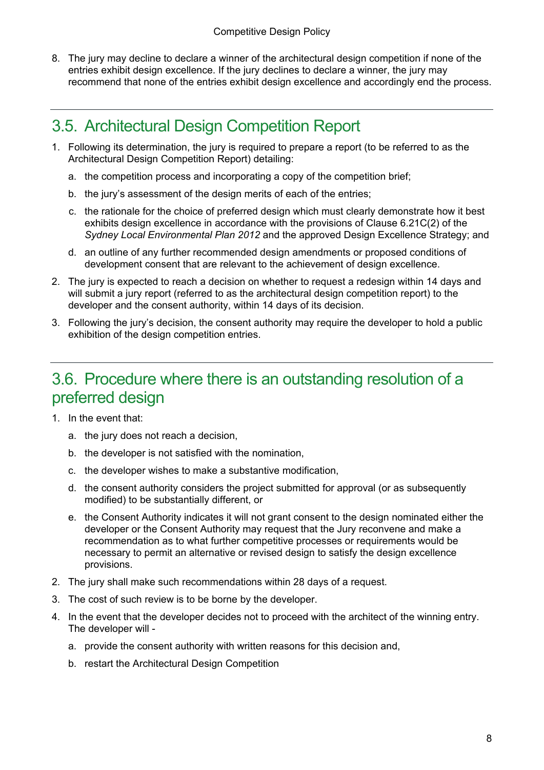8. The jury may decline to declare a winner of the architectural design competition if none of the entries exhibit design excellence. If the jury declines to declare a winner, the jury may recommend that none of the entries exhibit design excellence and accordingly end the process.

## 3.5. Architectural Design Competition Report

1. Following its determination, the jury is required to prepare a report (to be referred to as the Architectural Design Competition Report) detailing:
   a. the competition process and incorporating a copy of the competition brief;
   b. the jury's assessment of the design merits of each of the entries;
   c. the rationale for the choice of preferred design which must clearly demonstrate how it best exhibits design excellence in accordance with the provisions of Clause 6.21C(2) of the *Sydney Local Environmental Plan 2012* and the approved Design Excellence Strategy; and
   d. an outline of any further recommended design amendments or proposed conditions of development consent that are relevant to the achievement of design excellence.
2. The jury is expected to reach a decision on whether to request a redesign within 14 days and will submit a jury report (referred to as the architectural design competition report) to the developer and the consent authority, within 14 days of its decision.
3. Following the jury's decision, the consent authority may require the developer to hold a public exhibition of the design competition entries.

## 3.6. Procedure where there is an outstanding resolution of a preferred design

1. In the event that:
   a. the jury does not reach a decision,
   b. the developer is not satisfied with the nomination,
   c. the developer wishes to make a substantive modification,
   d. the consent authority considers the project submitted for approval (or as subsequently modified) to be substantially different, or
   e. the Consent Authority indicates it will not grant consent to the design nominated either the developer or the Consent Authority may request that the Jury reconvene and make a recommendation as to what further competitive processes or requirements would be necessary to permit an alternative or revised design to satisfy the design excellence provisions.
2. The jury shall make such recommendations within 28 days of a request.
3. The cost of such review is to be borne by the developer.
4. In the event that the developer decides not to proceed with the architect of the winning entry. The developer will -
   a. provide the consent authority with written reasons for this decision and,
   b. restart the Architectural Design Competition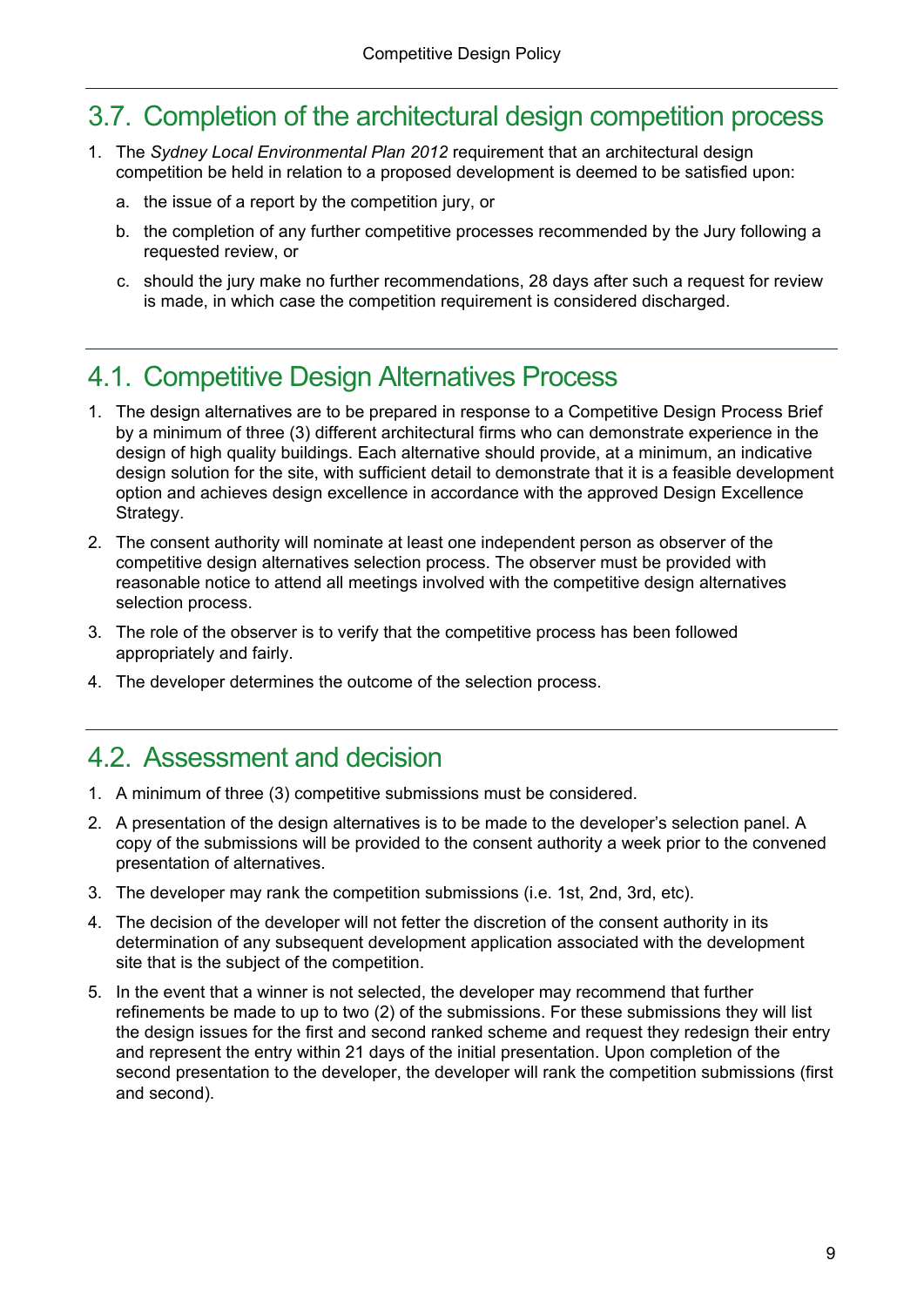## 3.7. Completion of the architectural design competition process

1. The *Sydney Local Environmental Plan 2012* requirement that an architectural design competition be held in relation to a proposed development is deemed to be satisfied upon:

   a. the issue of a report by the competition jury, or

   b. the completion of any further competitive processes recommended by the Jury following a requested review, or

   c. should the jury make no further recommendations, 28 days after such a request for review is made, in which case the competition requirement is considered discharged.

## 4.1. Competitive Design Alternatives Process

1. The design alternatives are to be prepared in response to a Competitive Design Process Brief by a minimum of three (3) different architectural firms who can demonstrate experience in the design of high quality buildings. Each alternative should provide, at a minimum, an indicative design solution for the site, with sufficient detail to demonstrate that it is a feasible development option and achieves design excellence in accordance with the approved Design Excellence Strategy.
2. The consent authority will nominate at least one independent person as observer of the competitive design alternatives selection process. The observer must be provided with reasonable notice to attend all meetings involved with the competitive design alternatives selection process.
3. The role of the observer is to verify that the competitive process has been followed appropriately and fairly.
4. The developer determines the outcome of the selection process.

## 4.2. Assessment and decision

1. A minimum of three (3) competitive submissions must be considered.
2. A presentation of the design alternatives is to be made to the developer's selection panel. A copy of the submissions will be provided to the consent authority a week prior to the convened presentation of alternatives.
3. The developer may rank the competition submissions (i.e. 1st, 2nd, 3rd, etc).
4. The decision of the developer will not fetter the discretion of the consent authority in its determination of any subsequent development application associated with the development site that is the subject of the competition.
5. In the event that a winner is not selected, the developer may recommend that further refinements be made to up to two (2) of the submissions. For these submissions they will list the design issues for the first and second ranked scheme and request they redesign their entry and represent the entry within 21 days of the initial presentation. Upon completion of the second presentation to the developer, the developer will rank the competition submissions (first and second).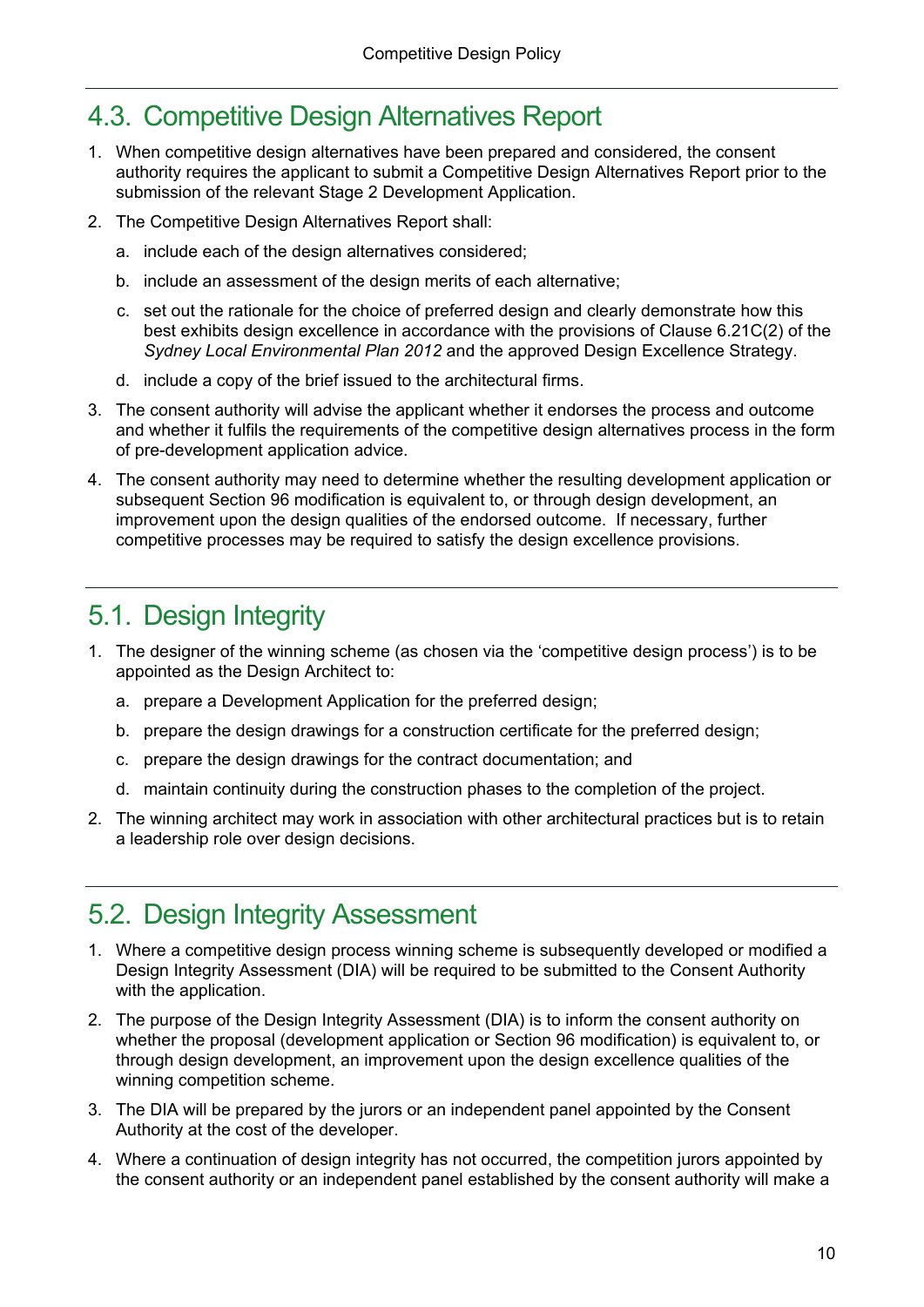## 4.3. Competitive Design Alternatives Report

1. When competitive design alternatives have been prepared and considered, the consent authority requires the applicant to submit a Competitive Design Alternatives Report prior to the submission of the relevant Stage 2 Development Application.
2. The Competitive Design Alternatives Report shall:
   a. include each of the design alternatives considered;
   b. include an assessment of the design merits of each alternative;
   c. set out the rationale for the choice of preferred design and clearly demonstrate how this best exhibits design excellence in accordance with the provisions of Clause 6.21C(2) of the *Sydney Local Environmental Plan 2012* and the approved Design Excellence Strategy.
   d. include a copy of the brief issued to the architectural firms.
3. The consent authority will advise the applicant whether it endorses the process and outcome and whether it fulfils the requirements of the competitive design alternatives process in the form of pre-development application advice.
4. The consent authority may need to determine whether the resulting development application or subsequent Section 96 modification is equivalent to, or through design development, an improvement upon the design qualities of the endorsed outcome. If necessary, further competitive processes may be required to satisfy the design excellence provisions.

## 5.1. Design Integrity

1. The designer of the winning scheme (as chosen via the 'competitive design process') is to be appointed as the Design Architect to:
   a. prepare a Development Application for the preferred design;
   b. prepare the design drawings for a construction certificate for the preferred design;
   c. prepare the design drawings for the contract documentation; and
   d. maintain continuity during the construction phases to the completion of the project.
2. The winning architect may work in association with other architectural practices but is to retain a leadership role over design decisions.

## 5.2. Design Integrity Assessment

1. Where a competitive design process winning scheme is subsequently developed or modified a Design Integrity Assessment (DIA) will be required to be submitted to the Consent Authority with the application.
2. The purpose of the Design Integrity Assessment (DIA) is to inform the consent authority on whether the proposal (development application or Section 96 modification) is equivalent to, or through design development, an improvement upon the design excellence qualities of the winning competition scheme.
3. The DIA will be prepared by the jurors or an independent panel appointed by the Consent Authority at the cost of the developer.
4. Where a continuation of design integrity has not occurred, the competition jurors appointed by the consent authority or an independent panel established by the consent authority will make a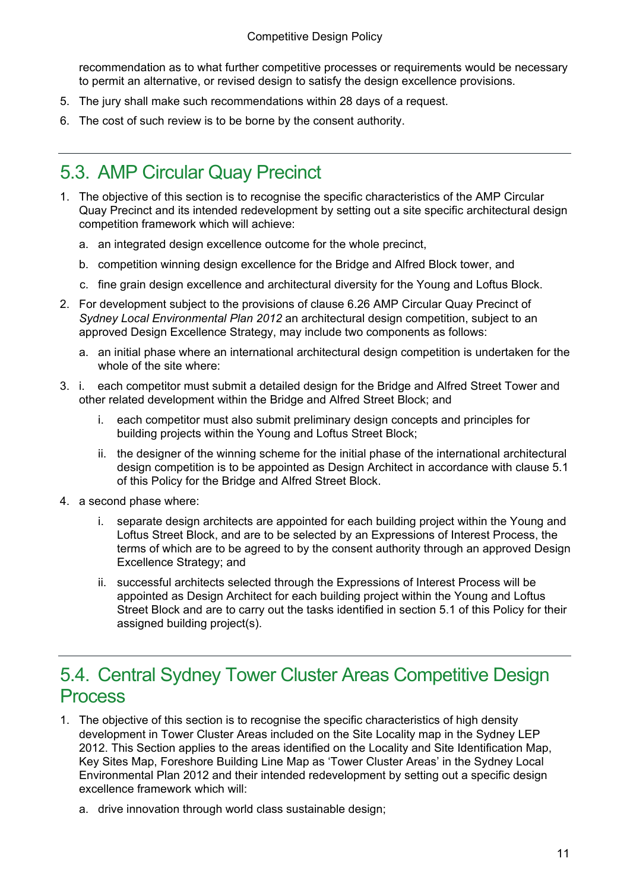recommendation as to what further competitive processes or requirements would be necessary to permit an alternative, or revised design to satisfy the design excellence provisions.

5. The jury shall make such recommendations within 28 days of a request.
6. The cost of such review is to be borne by the consent authority.

---

## 5.3. AMP Circular Quay Precinct

1. The objective of this section is to recognise the specific characteristics of the AMP Circular Quay Precinct and its intended redevelopment by setting out a site specific architectural design competition framework which will achieve:
   a. an integrated design excellence outcome for the whole precinct,
   b. competition winning design excellence for the Bridge and Alfred Block tower, and
   c. fine grain design excellence and architectural diversity for the Young and Loftus Block.
2. For development subject to the provisions of clause 6.26 AMP Circular Quay Precinct of *Sydney Local Environmental Plan 2012* an architectural design competition, subject to an approved Design Excellence Strategy, may include two components as follows:
   a. an initial phase where an international architectural design competition is undertaken for the whole of the site where:
3. i. each competitor must submit a detailed design for the Bridge and Alfred Street Tower and other related development within the Bridge and Alfred Street Block; and
   i. each competitor must also submit preliminary design concepts and principles for building projects within the Young and Loftus Street Block;
   ii. the designer of the winning scheme for the initial phase of the international architectural design competition is to be appointed as Design Architect in accordance with clause 5.1 of this Policy for the Bridge and Alfred Street Block.
4. a second phase where:
   i. separate design architects are appointed for each building project within the Young and Loftus Street Block, and are to be selected by an Expressions of Interest Process, the terms of which are to be agreed to by the consent authority through an approved Design Excellence Strategy; and
   ii. successful architects selected through the Expressions of Interest Process will be appointed as Design Architect for each building project within the Young and Loftus Street Block and are to carry out the tasks identified in section 5.1 of this Policy for their assigned building project(s).

---

## 5.4. Central Sydney Tower Cluster Areas Competitive Design Process

1. The objective of this section is to recognise the specific characteristics of high density development in Tower Cluster Areas included on the Site Locality map in the Sydney LEP 2012. This Section applies to the areas identified on the Locality and Site Identification Map, Key Sites Map, Foreshore Building Line Map as 'Tower Cluster Areas' in the Sydney Local Environmental Plan 2012 and their intended redevelopment by setting out a specific design excellence framework which will:
   a. drive innovation through world class sustainable design;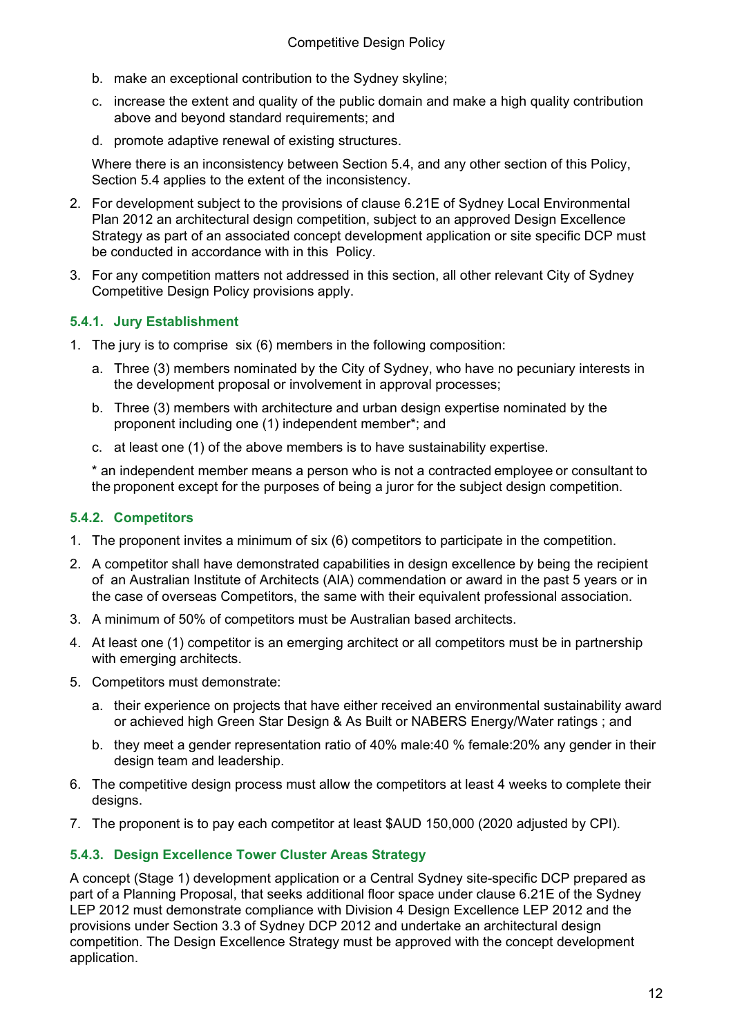b. make an exceptional contribution to the Sydney skyline;

c. increase the extent and quality of the public domain and make a high quality contribution above and beyond standard requirements; and

d. promote adaptive renewal of existing structures.

Where there is an inconsistency between Section 5.4, and any other section of this Policy, Section 5.4 applies to the extent of the inconsistency.

2. For development subject to the provisions of clause 6.21E of Sydney Local Environmental Plan 2012 an architectural design competition, subject to an approved Design Excellence Strategy as part of an associated concept development application or site specific DCP must be conducted in accordance with in this Policy.

3. For any competition matters not addressed in this section, all other relevant City of Sydney Competitive Design Policy provisions apply.

### 5.4.1. Jury Establishment

1. The jury is to comprise six (6) members in the following composition:

   a. Three (3) members nominated by the City of Sydney, who have no pecuniary interests in the development proposal or involvement in approval processes;

   b. Three (3) members with architecture and urban design expertise nominated by the proponent including one (1) independent member*; and

   c. at least one (1) of the above members is to have sustainability expertise.

   * an independent member means a person who is not a contracted employee or consultant to the proponent except for the purposes of being a juror for the subject design competition.

### 5.4.2. Competitors

1. The proponent invites a minimum of six (6) competitors to participate in the competition.

2. A competitor shall have demonstrated capabilities in design excellence by being the recipient of an Australian Institute of Architects (AIA) commendation or award in the past 5 years or in the case of overseas Competitors, the same with their equivalent professional association.

3. A minimum of 50% of competitors must be Australian based architects.

4. At least one (1) competitor is an emerging architect or all competitors must be in partnership with emerging architects.

5. Competitors must demonstrate:

   a. their experience on projects that have either received an environmental sustainability award or achieved high Green Star Design & As Built or NABERS Energy/Water ratings ; and

   b. they meet a gender representation ratio of 40% male:40 % female:20% any gender in their design team and leadership.

6. The competitive design process must allow the competitors at least 4 weeks to complete their designs.

7. The proponent is to pay each competitor at least $AUD 150,000 (2020 adjusted by CPI).

### 5.4.3. Design Excellence Tower Cluster Areas Strategy

A concept (Stage 1) development application or a Central Sydney site-specific DCP prepared as part of a Planning Proposal, that seeks additional floor space under clause 6.21E of the Sydney LEP 2012 must demonstrate compliance with Division 4 Design Excellence LEP 2012 and the provisions under Section 3.3 of Sydney DCP 2012 and undertake an architectural design competition. The Design Excellence Strategy must be approved with the concept development application.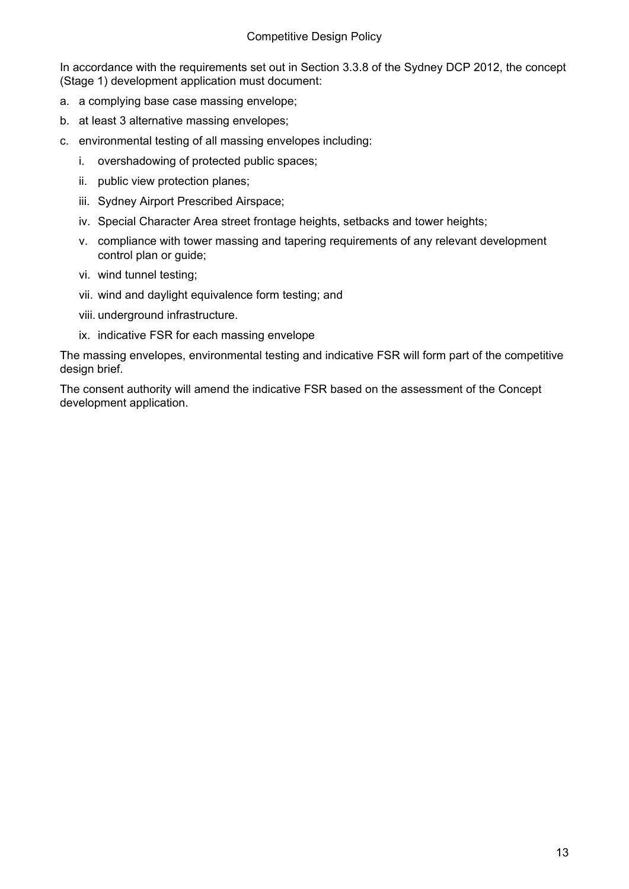In accordance with the requirements set out in Section 3.3.8 of the Sydney DCP 2012, the concept (Stage 1) development application must document:

a. a complying base case massing envelope;
b. at least 3 alternative massing envelopes;
c. environmental testing of all massing envelopes including:
   i. overshadowing of protected public spaces;
   ii. public view protection planes;
   iii. Sydney Airport Prescribed Airspace;
   iv. Special Character Area street frontage heights, setbacks and tower heights;
   v. compliance with tower massing and tapering requirements of any relevant development control plan or guide;
   vi. wind tunnel testing;
   vii. wind and daylight equivalence form testing; and
   viii. underground infrastructure.
   ix. indicative FSR for each massing envelope

The massing envelopes, environmental testing and indicative FSR will form part of the competitive design brief.

The consent authority will amend the indicative FSR based on the assessment of the Concept development application.